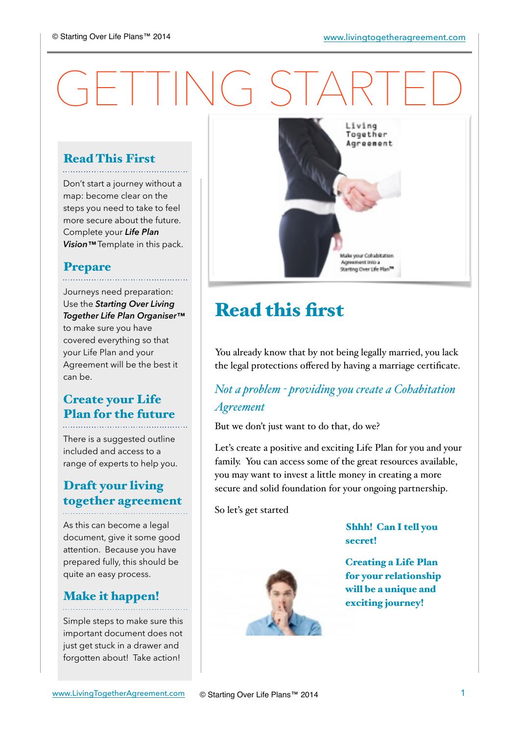# GETTING STARTED

## Read This First

Don't start a journey without a map: become clear on the steps you need to take to feel more secure about the future. Complete your ***Life Plan Vision™*** Template in this pack.

## Prepare

Journeys need preparation: Use the ***Starting Over Living Together Life Plan Organiser™*** to make sure you have covered everything so that your Life Plan and your Agreement will be the best it can be.

## Create your Life Plan for the future

There is a suggested outline included and access to a range of experts to help you.

## Draft your living together agreement

As this can become a legal document, give it some good attention. Because you have prepared fully, this should be quite an easy process.

## Make it happen!

Simple steps to make sure this important document does not just get stuck in a drawer and forgotten about! Take action!

# Read this first

You already know that by not being legally married, you lack the legal protections offered by having a marriage certificate.

*Not a problem - providing you create a Cohabitation Agreement*

But we don't just want to do that, do we?

Let's create a positive and exciting Life Plan for you and your family. You can access some of the great resources available, you may want to invest a little money in creating a more secure and solid foundation for your ongoing partnership.

So let's get started

**Shhh! Can I tell you secret!**

**Creating a Life Plan for your relationship will be a unique and exciting journey!**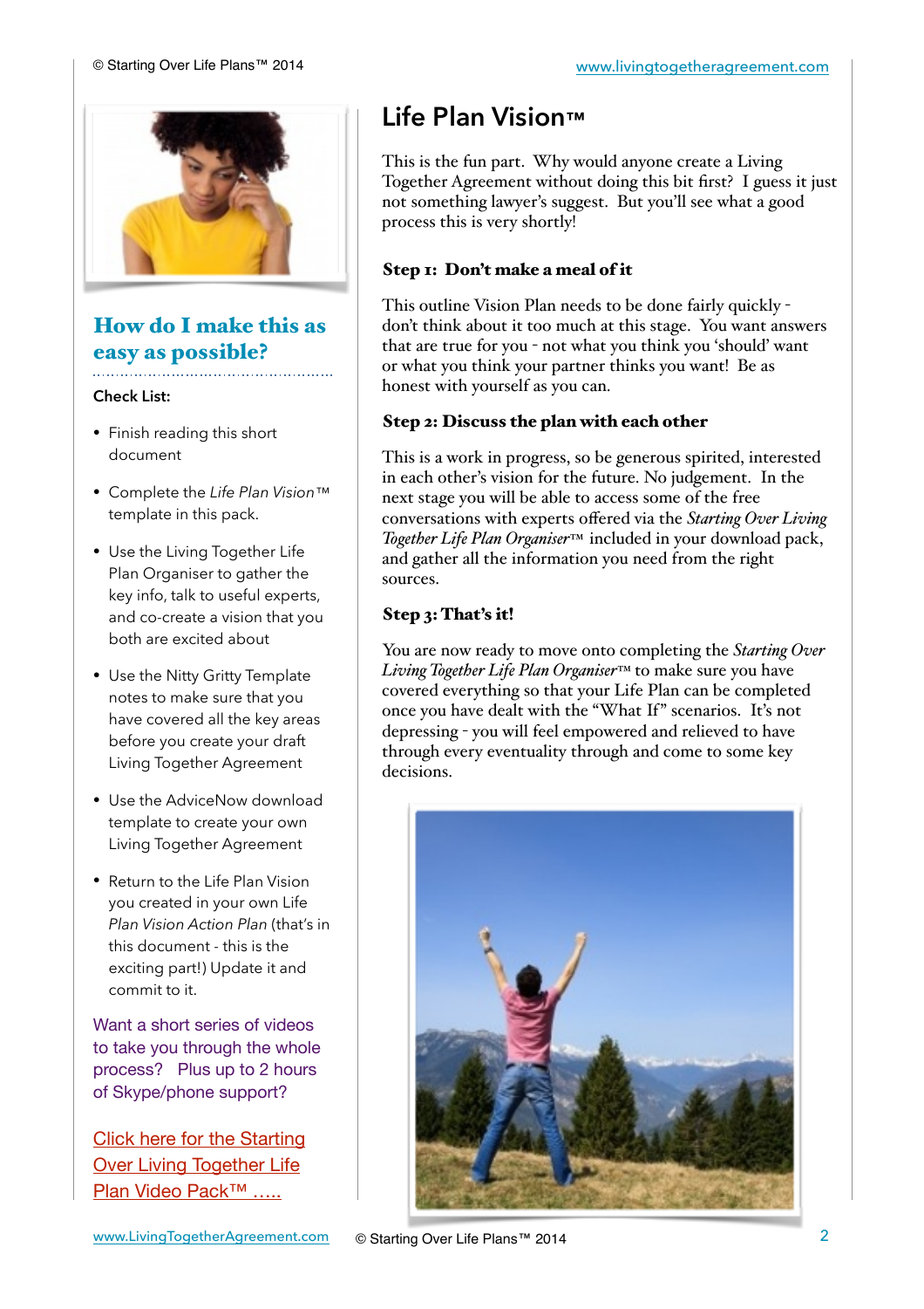# Life Plan Vision™

This is the fun part. Why would anyone create a Living Together Agreement without doing this bit first? I guess it just not something lawyer's suggest. But you'll see what a good process this is very shortly!

### Step 1: Don't make a meal of it

This outline Vision Plan needs to be done fairly quickly - don't think about it too much at this stage. You want answers that are true for you - not what you think you 'should' want or what you think your partner thinks you want! Be as honest with yourself as you can.

### Step 2: Discuss the plan with each other

This is a work in progress, so be generous spirited, interested in each other's vision for the future. No judgement. In the next stage you will be able to access some of the free conversations with experts offered via the *Starting Over Living Together Life Plan Organiser*™ included in your download pack, and gather all the information you need from the right sources.

### Step 3: That's it!

You are now ready to move onto completing the *Starting Over Living Together Life Plan Organiser*™ to make sure you have covered everything so that your Life Plan can be completed once you have dealt with the "What If" scenarios. It's not depressing - you will feel empowered and relieved to have through every eventuality through and come to some key decisions.

## How do I make this as easy as possible?

**Check List:**

- Finish reading this short document
- Complete the *Life Plan Vision*™ template in this pack.
- Use the Living Together Life Plan Organiser to gather the key info, talk to useful experts, and co-create a vision that you both are excited about
- Use the Nitty Gritty Template notes to make sure that you have covered all the key areas before you create your draft Living Together Agreement
- Use the AdviceNow download template to create your own Living Together Agreement
- Return to the Life Plan Vision you created in your own Life *Plan Vision Action Plan* (that's in this document - this is the exciting part!) Update it and commit to it.

Want a short series of videos to take you through the whole process? Plus up to 2 hours of Skype/phone support?

Click here for the Starting Over Living Together Life Plan Video Pack™ .....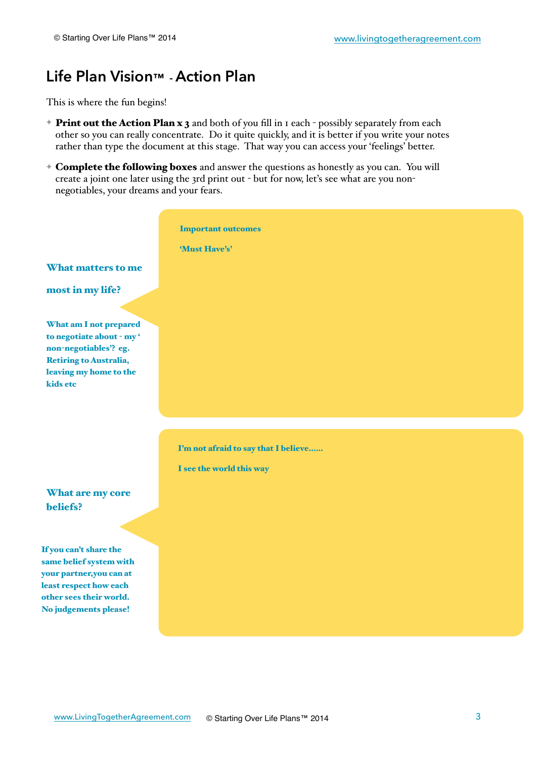# Life Plan Vision™ - Action Plan

This is where the fun begins!

- **Print out the Action Plan x 3** and both of you fill in 1 each - possibly separately from each other so you can really concentrate. Do it quite quickly, and it is better if you write your notes rather than type the document at this stage. That way you can access your 'feelings' better.
- **Complete the following boxes** and answer the questions as honestly as you can. You will create a joint one later using the 3rd print out - but for now, let's see what are you non-negotiables, your dreams and your fears.

## What matters to me most in my life?

**What am I not prepared to negotiate about - my ' non-negotiables'? eg. Retiring to Australia, leaving my home to the kids etc**

**Important outcomes**

**'Must Have's'**

## What are my core beliefs?

**If you can't share the same belief system with your partner,you can at least respect how each other sees their world. No judgements please!**

**I'm not afraid to say that I believe......**

**I see the world this way**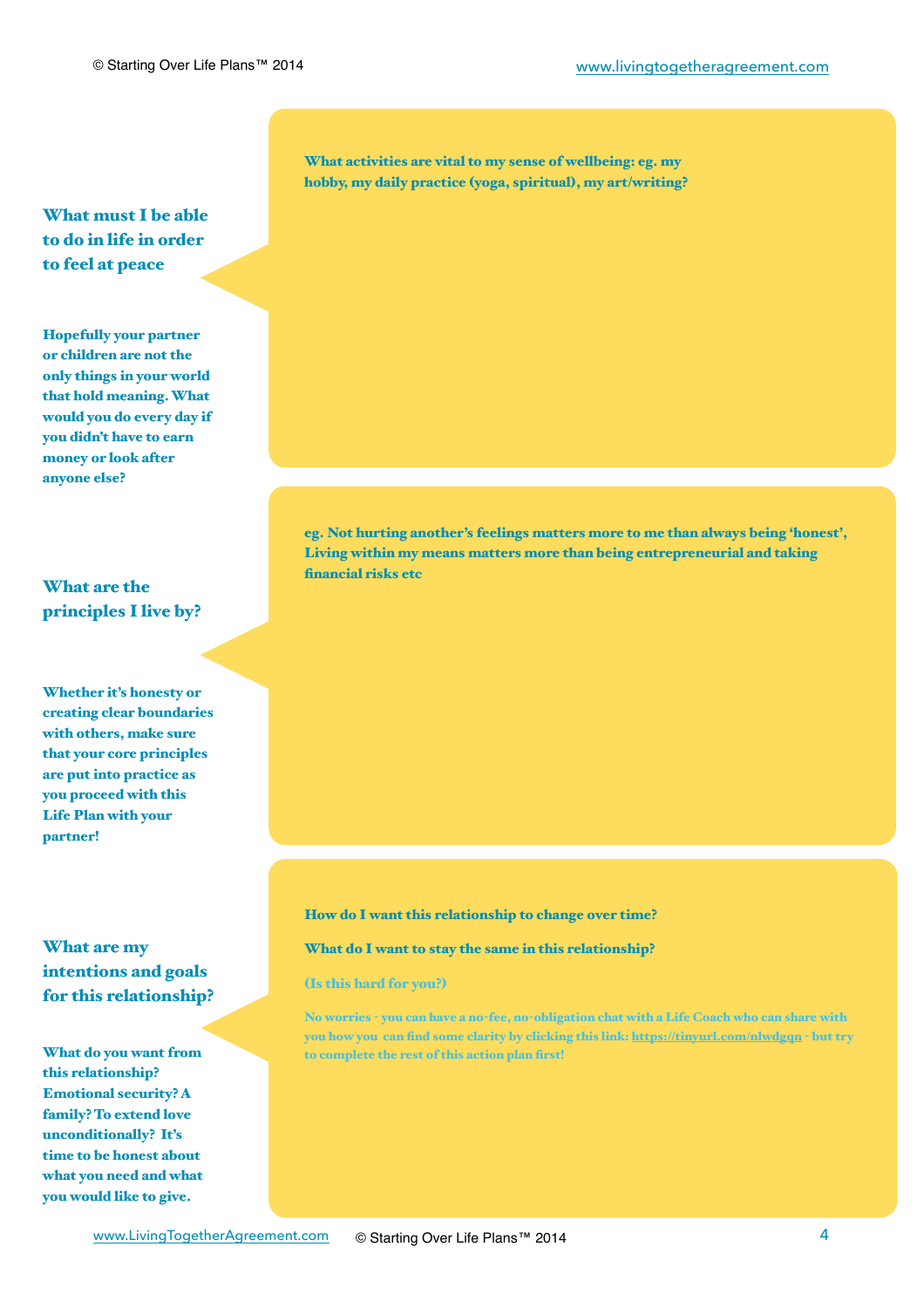## What must I be able to do in life in order to feel at peace

**Hopefully your partner or children are not the only things in your world that hold meaning. What would you do every day if you didn't have to earn money or look after anyone else?**

**What activities are vital to my sense of wellbeing: eg. my hobby, my daily practice (yoga, spiritual), my art/writing?**

## What are the principles I live by?

**Whether it's honesty or creating clear boundaries with others, make sure that your core principles are put into practice as you proceed with this Life Plan with your partner!**

**eg. Not hurting another's feelings matters more to me than always being 'honest', Living within my means matters more than being entrepreneurial and taking financial risks etc**

## What are my intentions and goals for this relationship?

**What do you want from this relationship? Emotional security? A family? To extend love unconditionally? It's time to be honest about what you need and what you would like to give.**

**How do I want this relationship to change over time?**

**What do I want to stay the same in this relationship?**

**(Is this hard for you?)**

**No worries - you can have a no-fee, no-obligation chat with a Life Coach who can share with you how you can find some clarity by clicking this link: [https://tinyurl.com/nlwdgqn](https://tinyurl.com/nlwdgqn) - but try to complete the rest of this action plan first!**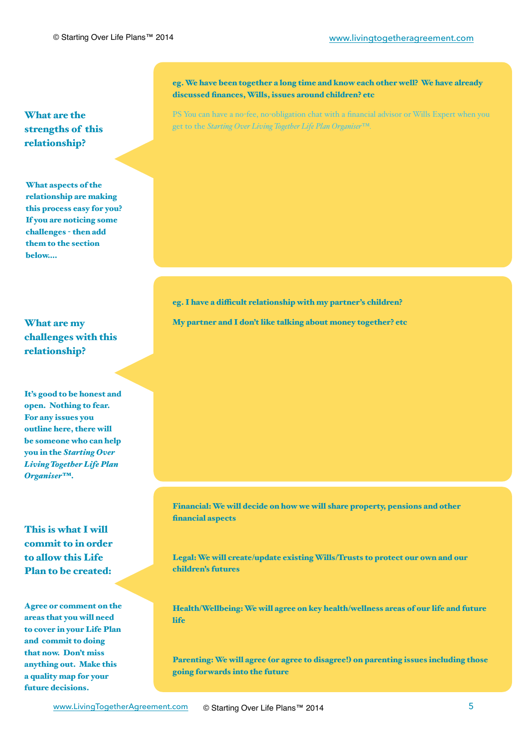## What are the strengths of this relationship?

**What aspects of the relationship are making this process easy for you? If you are noticing some challenges - then add them to the section below....**

**eg. We have been together a long time and know each other well? We have already discussed finances, Wills, issues around children? etc**

PS You can have a no-fee, no-obligation chat with a financial advisor or Wills Expert when you get to the *Starting Over Living Together Life Plan Organiser™.*

## What are my challenges with this relationship?

**It's good to be honest and open. Nothing to fear. For any issues you outline here, there will be someone who can help you in the *Starting Over Living Together Life Plan Organiser™*.**

**eg. I have a difficult relationship with my partner's children?**

**My partner and I don't like talking about money together? etc**

## This is what I will commit to in order to allow this Life Plan to be created:

**Agree or comment on the areas that you will need to cover in your Life Plan and commit to doing that now. Don't miss anything out. Make this a quality map for your future decisions.**

**Financial: We will decide on how we will share property, pensions and other financial aspects**

**Legal: We will create/update existing Wills/Trusts to protect our own and our children's futures**

**Health/Wellbeing: We will agree on key health/wellness areas of our life and future life**

**Parenting: We will agree (or agree to disagree!) on parenting issues including those going forwards into the future**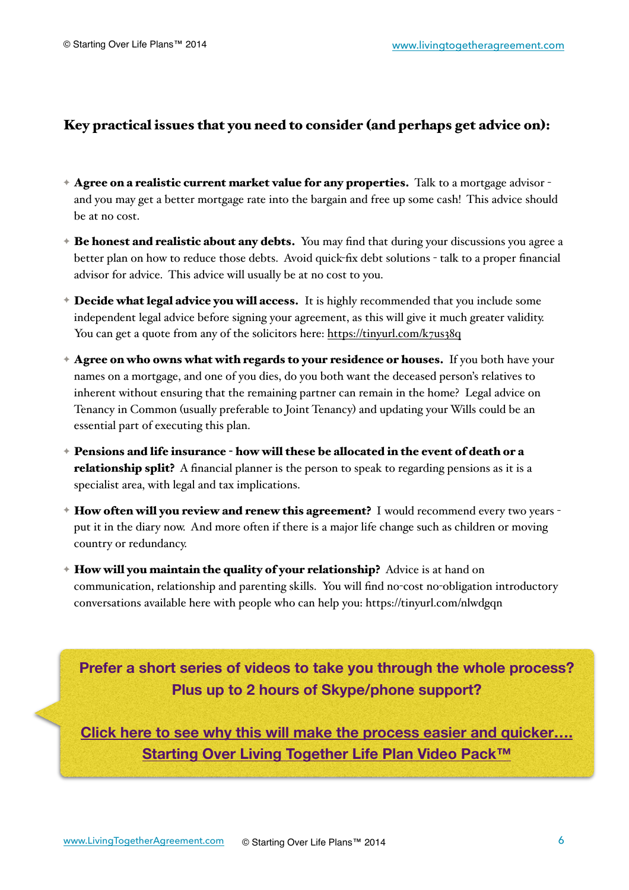## Key practical issues that you need to consider (and perhaps get advice on):

- **Agree on a realistic current market value for any properties.** Talk to a mortgage advisor - and you may get a better mortgage rate into the bargain and free up some cash! This advice should be at no cost.
- **Be honest and realistic about any debts.** You may find that during your discussions you agree a better plan on how to reduce those debts. Avoid quick-fix debt solutions - talk to a proper financial advisor for advice. This advice will usually be at no cost to you.
- **Decide what legal advice you will access.** It is highly recommended that you include some independent legal advice before signing your agreement, as this will give it much greater validity. You can get a quote from any of the solicitors here: https://tinyurl.com/k7us38q
- **Agree on who owns what with regards to your residence or houses.** If you both have your names on a mortgage, and one of you dies, do you both want the deceased person's relatives to inherent without ensuring that the remaining partner can remain in the home? Legal advice on Tenancy in Common (usually preferable to Joint Tenancy) and updating your Wills could be an essential part of executing this plan.
- **Pensions and life insurance - how will these be allocated in the event of death or a relationship split?** A financial planner is the person to speak to regarding pensions as it is a specialist area, with legal and tax implications.
- **How often will you review and renew this agreement?** I would recommend every two years - put it in the diary now. And more often if there is a major life change such as children or moving country or redundancy.
- **How will you maintain the quality of your relationship?** Advice is at hand on communication, relationship and parenting skills. You will find no-cost no-obligation introductory conversations available here with people who can help you: https://tinyurl.com/nlwdgqn

**Prefer a short series of videos to take you through the whole process? Plus up to 2 hours of Skype/phone support?**

**Click here to see why this will make the process easier and quicker…. Starting Over Living Together Life Plan Video Pack™**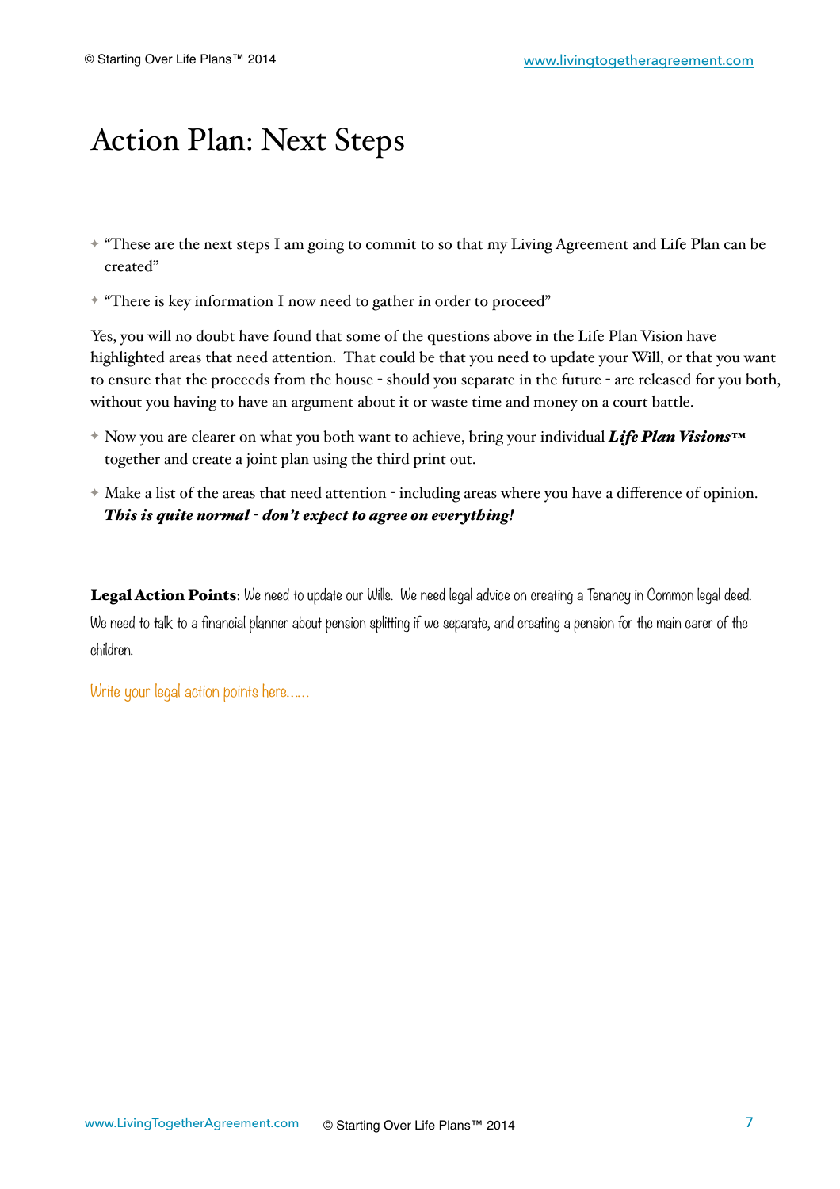# Action Plan: Next Steps

- "These are the next steps I am going to commit to so that my Living Agreement and Life Plan can be created"
- "There is key information I now need to gather in order to proceed"

Yes, you will no doubt have found that some of the questions above in the Life Plan Vision have highlighted areas that need attention. That could be that you need to update your Will, or that you want to ensure that the proceeds from the house - should you separate in the future - are released for you both, without you having to have an argument about it or waste time and money on a court battle.

- Now you are clearer on what you both want to achieve, bring your individual ***Life Plan Visions™*** together and create a joint plan using the third print out.
- Make a list of the areas that need attention - including areas where you have a difference of opinion. ***This is quite normal - don't expect to agree on everything!***

**Legal Action Points**: We need to update our Wills. We need legal advice on creating a Tenancy in Common legal deed. We need to talk to a financial planner about pension splitting if we separate, and creating a pension for the main carer of the children.

Write your legal action points here......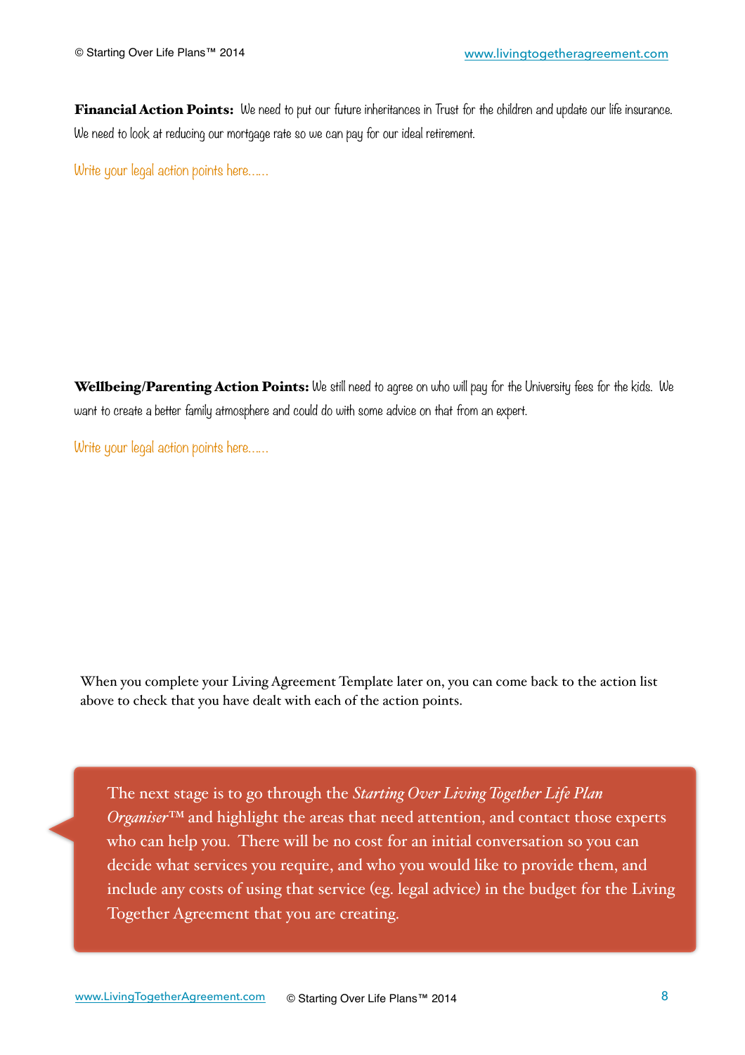**Financial Action Points:** We need to put our future inheritances in Trust for the children and update our life insurance. We need to look at reducing our mortgage rate so we can pay for our ideal retirement.

Write your legal action points here……

**Wellbeing/Parenting Action Points:** We still need to agree on who will pay for the University fees for the kids. We want to create a better family atmosphere and could do with some advice on that from an expert.

Write your legal action points here……

When you complete your Living Agreement Template later on, you can come back to the action list above to check that you have dealt with each of the action points.

> The next stage is to go through the *Starting Over Living Together Life Plan Organiser™* and highlight the areas that need attention, and contact those experts who can help you. There will be no cost for an initial conversation so you can decide what services you require, and who you would like to provide them, and include any costs of using that service (eg. legal advice) in the budget for the Living Together Agreement that you are creating.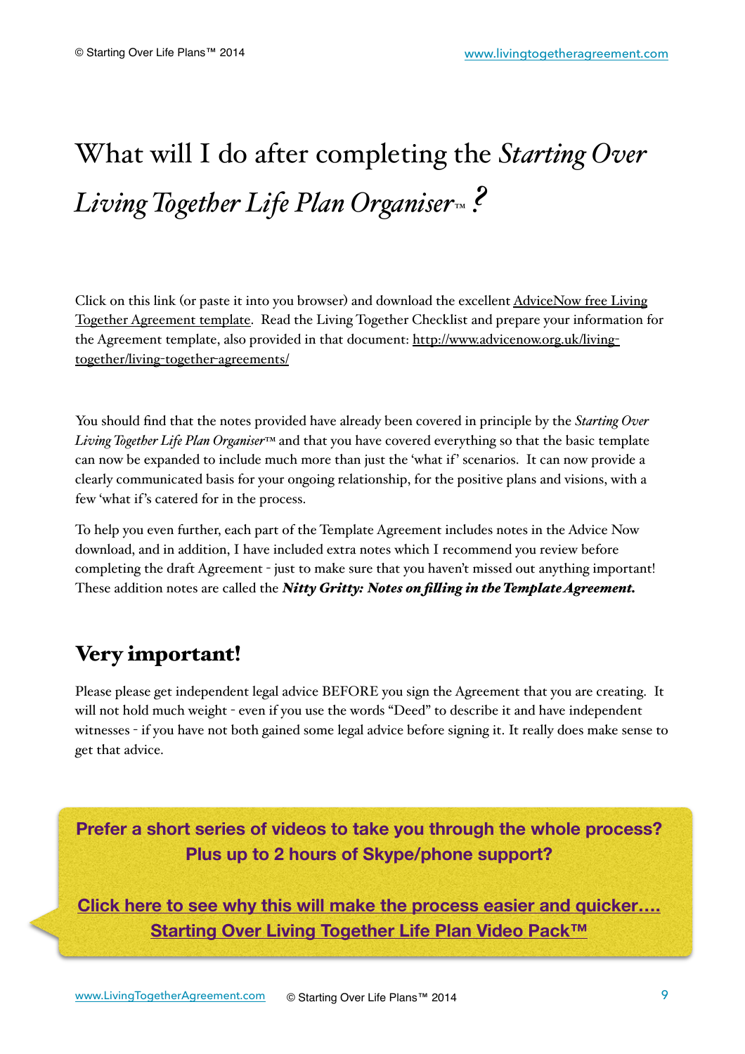# What will I do after completing the *Starting Over Living Together Life Plan Organiser™* ?

Click on this link (or paste it into you browser) and download the excellent AdviceNow free Living Together Agreement template. Read the Living Together Checklist and prepare your information for the Agreement template, also provided in that document: http://www.advicenow.org.uk/living-together/living-together-agreements/

You should find that the notes provided have already been covered in principle by the *Starting Over Living Together Life Plan Organiser™* and that you have covered everything so that the basic template can now be expanded to include much more than just the 'what if' scenarios. It can now provide a clearly communicated basis for your ongoing relationship, for the positive plans and visions, with a few 'what if's catered for in the process.

To help you even further, each part of the Template Agreement includes notes in the Advice Now download, and in addition, I have included extra notes which I recommend you review before completing the draft Agreement - just to make sure that you haven't missed out anything important! These addition notes are called the ***Nitty Gritty: Notes on filling in the Template Agreement.***

## Very important!

Please please get independent legal advice BEFORE you sign the Agreement that you are creating. It will not hold much weight - even if you use the words "Deed" to describe it and independent witnesses - if you have not both gained some legal advice before signing it. It really does make sense to get that advice.

**Prefer a short series of videos to take you through the whole process?**
**Plus up to 2 hours of Skype/phone support?**

**Click here to see why this will make the process easier and quicker….**
**Starting Over Living Together Life Plan Video Pack™**